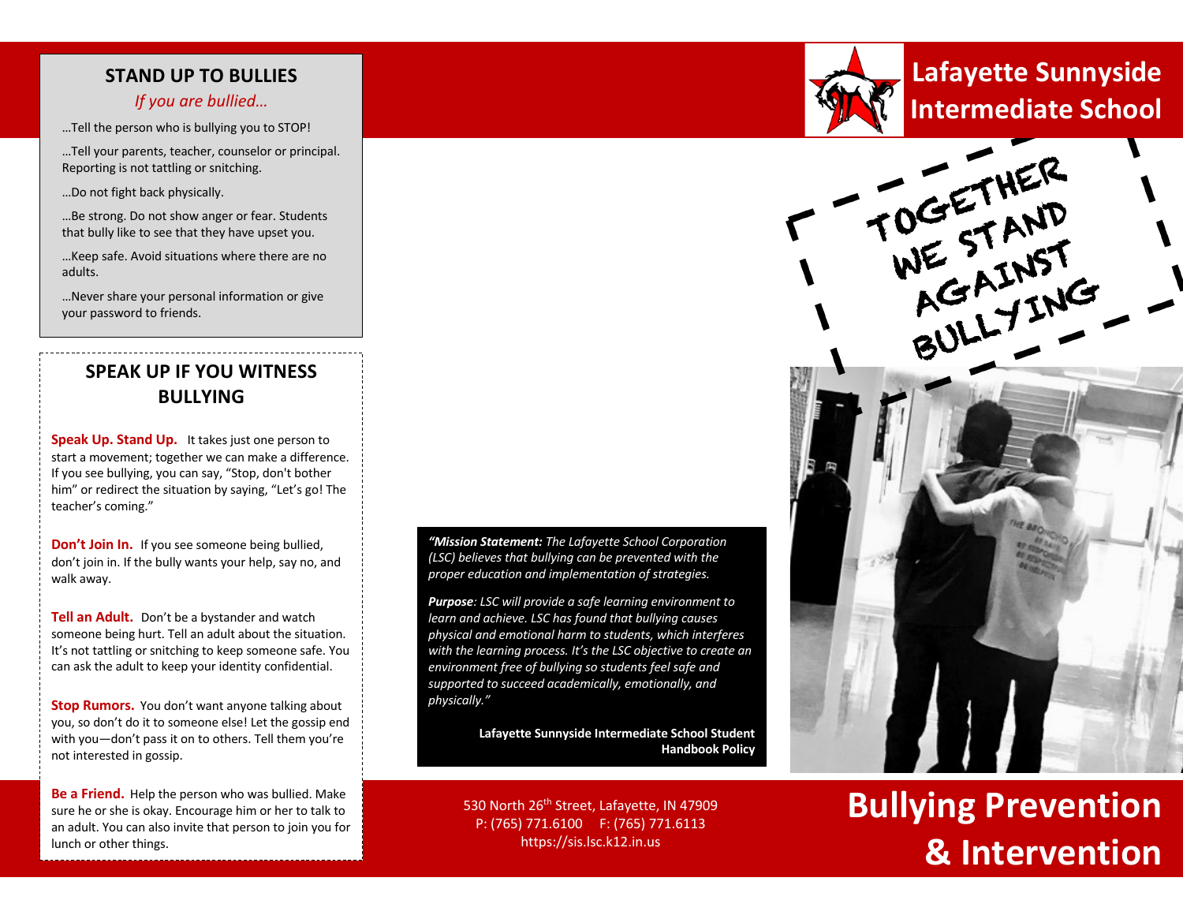## STAND UP TO BULLIES

*If you are bullied…*

…Tell the person who is bullying you to STOP!

…Tell your parents, teacher, counselor or principal. Reporting is not tattling or snitching.

…Do not fight back physically.

…Be strong. Do not show anger or fear. Students that bully like to see that they have upset you.

…Keep safe. Avoid situations where there are no adults.

…Never share your personal information or give your password to friends.

## SPEAK UP IF YOU WITNESS BULLYING

**Speak Up. Stand Up.** It takes just one person to start a movement; together we can make a difference. If you see bullying, you can say, "Stop, don't bother him" or redirect the situation by saying, "Let's go! The teacher's coming."

**Don't Join In.** If you see someone being bullied, don't join in. If the bully wants your help, say no, and walk away.

**Tell an Adult.** Don't be a bystander and watch someone being hurt. Tell an adult about the situation. It's not tattling or snitching to keep someone safe. You can ask the adult to keep your identity confidential.

**Stop Rumors.** You don't want anyone talking about you, so don't do it to someone else! Let the gossip end with you—don't pass it on to others. Tell them you're not interested in gossip.

**Be a Friend.** Help the person who was bullied. Make sure he or she is okay. Encourage him or her to talk to an adult. You can also invite that person to join you for lunch or other things.

***"Mission Statement:*** *The Lafayette School Corporation (LSC) believes that bullying can be prevented with the proper education and implementation of strategies.*

***Purpose****: LSC will provide a safe learning environment to learn and achieve. LSC has found that bullying causes physical and emotional harm to students, which interferes with the learning process. It's the LSC objective to create an environment free of bullying so students feel safe and supported to succeed academically, emotionally, and physically."*

**Lafayette Sunnyside Intermediate School Student Handbook Policy**

530 North 26th Street, Lafayette, IN 47909
P: (765) 771.6100 F: (765) 771.6113
https://sis.lsc.k12.in.us

# Lafayette Sunnyside Intermediate School

TOGETHER WE STAND AGAINST BULLYING

# Bullying Prevention & Intervention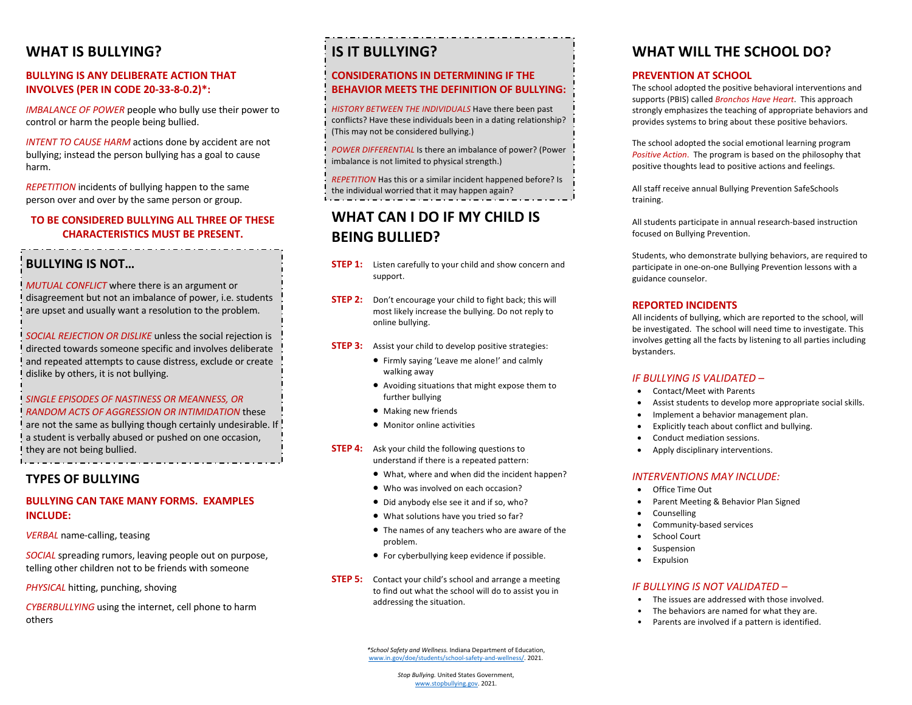# WHAT IS BULLYING?

### BULLYING IS ANY DELIBERATE ACTION THAT INVOLVES (PER IN CODE 20-33-8-0.2)*:

*IMBALANCE OF POWER* people who bully use their power to control or harm the people being bullied.

*INTENT TO CAUSE HARM* actions done by accident are not bullying; instead the person bullying has a goal to cause harm.

*REPETITION* incidents of bullying happen to the same person over and over by the same person or group.

**TO BE CONSIDERED BULLYING ALL THREE OF THESE CHARACTERISTICS MUST BE PRESENT.**

## BULLYING IS NOT…

*MUTUAL CONFLICT* where there is an argument or disagreement but not an imbalance of power, i.e. students are upset and usually want a resolution to the problem.

*SOCIAL REJECTION OR DISLIKE* unless the social rejection is directed towards someone specific and involves deliberate and repeated attempts to cause distress, exclude or create dislike by others, it is not bullying.

*SINGLE EPISODES OF NASTINESS OR MEANNESS, OR RANDOM ACTS OF AGGRESSION OR INTIMIDATION* these are not the same as bullying though certainly undesirable. If a student is verbally abused or pushed on one occasion, they are not being bullied.

## TYPES OF BULLYING

### BULLYING CAN TAKE MANY FORMS. EXAMPLES INCLUDE:

*VERBAL* name-calling, teasing

*SOCIAL* spreading rumors, leaving people out on purpose, telling other children not to be friends with someone

*PHYSICAL* hitting, punching, shoving

*CYBERBULLYING* using the internet, cell phone to harm others

# IS IT BULLYING?

### CONSIDERATIONS IN DETERMINING IF THE BEHAVIOR MEETS THE DEFINITION OF BULLYING:

*HISTORY BETWEEN THE INDIVIDUALS* Have there been past conflicts? Have these individuals been in a dating relationship? (This may not be considered bullying.)

*POWER DIFFERENTIAL* Is there an imbalance of power? (Power imbalance is not limited to physical strength.)

*REPETITION* Has this or a similar incident happened before? Is the individual worried that it may happen again?

# WHAT CAN I DO IF MY CHILD IS BEING BULLIED?

**STEP 1:** Listen carefully to your child and show concern and support.

**STEP 2:** Don't encourage your child to fight back; this will most likely increase the bullying. Do not reply to online bullying.

**STEP 3:** Assist your child to develop positive strategies:

- Firmly saying 'Leave me alone!' and calmly walking away
- Avoiding situations that might expose them to further bullying
- Making new friends
- Monitor online activities

**STEP 4:** Ask your child the following questions to understand if there is a repeated pattern:

- What, where and when did the incident happen?
- Who was involved on each occasion?
- Did anybody else see it and if so, who?
- What solutions have you tried so far?
- The names of any teachers who are aware of the problem.
- For cyberbullying keep evidence if possible.

**STEP 5:** Contact your child's school and arrange a meeting to find out what the school will do to assist you in addressing the situation.

*\*School Safety and Wellness.* Indiana Department of Education, www.in.gov/doe/students/school-safety-and-wellness/. 2021.

*Stop Bullying.* United States Government, www.stopbullying.gov. 2021.

# WHAT WILL THE SCHOOL DO?

### PREVENTION AT SCHOOL

The school adopted the positive behavioral interventions and supports (PBIS) called *Bronchos Have Heart*. This approach strongly emphasizes the teaching of appropriate behaviors and provides systems to bring about these positive behaviors.

The school adopted the social emotional learning program *Positive Action*. The program is based on the philosophy that positive thoughts lead to positive actions and feelings.

All staff receive annual Bullying Prevention SafeSchools training.

All students participate in annual research-based instruction focused on Bullying Prevention.

Students, who demonstrate bullying behaviors, are required to participate in one-on-one Bullying Prevention lessons with a guidance counselor.

### REPORTED INCIDENTS

All incidents of bullying, which are reported to the school, will be investigated. The school will need time to investigate. This involves getting all the facts by listening to all parties including bystanders.

*IF BULLYING IS VALIDATED –*

- Contact/Meet with Parents
- Assist students to develop more appropriate social skills.
- Implement a behavior management plan.
- Explicitly teach about conflict and bullying.
- Conduct mediation sessions.
- Apply disciplinary interventions.

*INTERVENTIONS MAY INCLUDE:*

- Office Time Out
- Parent Meeting & Behavior Plan Signed
- Counselling
- Community-based services
- School Court
- Suspension
- Expulsion

*IF BULLYING IS NOT VALIDATED –*

- The issues are addressed with those involved.
- The behaviors are named for what they are.
- Parents are involved if a pattern is identified.